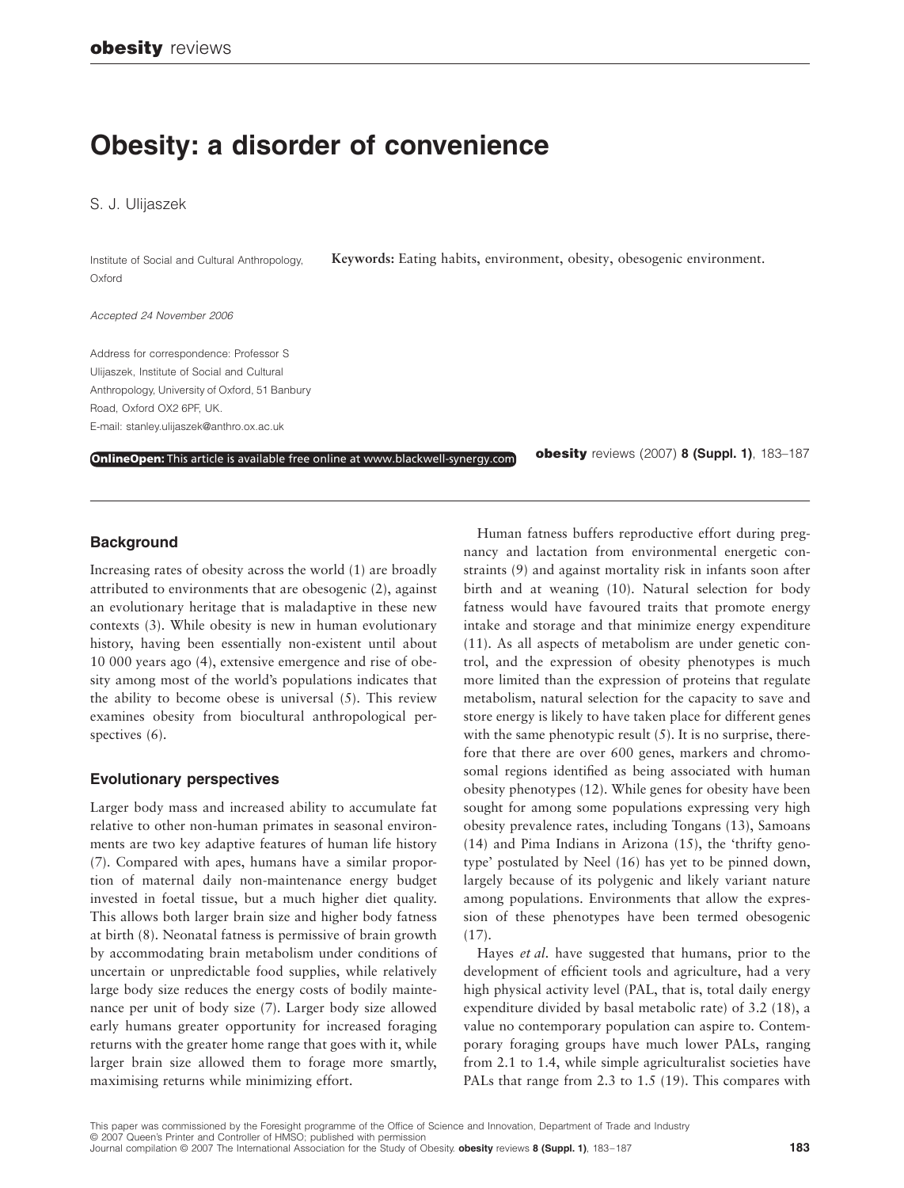# Obesity: a disorder of convenience

S. J. Ulijaszek

Institute of Social and Cultural Anthropology, Oxford

Accepted 24 November 2006

Address for correspondence: Professor S Ulijaszek, Institute of Social and Cultural Anthropology, University of Oxford, 51 Banbury Road, Oxford OX2 6PF, UK.
E-mail: stanley.ulijaszek@anthro.ox.ac.uk

**Keywords:** Eating habits, environment, obesity, obesogenic environment.

**OnlineOpen:** This article is available free online at www.blackwell-synergy.com

## Background

Increasing rates of obesity across the world (1) are broadly attributed to environments that are obesogenic (2), against an evolutionary heritage that is maladaptive in these new contexts (3). While obesity is new in human evolutionary history, having been essentially non-existent until about 10 000 years ago (4), extensive emergence and rise of obesity among most of the world's populations indicates that the ability to become obese is universal (5). This review examines obesity from biocultural anthropological perspectives (6).

## Evolutionary perspectives

Larger body mass and increased ability to accumulate fat relative to other non-human primates in seasonal environments are two key adaptive features of human life history (7). Compared with apes, humans have a similar proportion of maternal daily non-maintenance energy budget invested in foetal tissue, but a much higher diet quality. This allows both larger brain size and higher body fatness at birth (8). Neonatal fatness is permissive of brain growth by accommodating brain metabolism under conditions of uncertain or unpredictable food supplies, while relatively large body size reduces the energy costs of bodily maintenance per unit of body size (7). Larger body size allowed early humans greater opportunity for increased foraging returns with the greater home range that goes with it, while larger brain size allowed them to forage more smartly, maximising returns while minimizing effort.

Human fatness buffers reproductive effort during pregnancy and lactation from environmental energetic constraints (9) and against mortality risk in infants soon after birth and at weaning (10). Natural selection for body fatness would have favoured traits that promote energy intake and storage and that minimize energy expenditure (11). As all aspects of metabolism are under genetic control, and the expression of obesity phenotypes is much more limited than the expression of proteins that regulate metabolism, natural selection for the capacity to save and store energy is likely to have taken place for different genes with the same phenotypic result (5). It is no surprise, therefore that there are over 600 genes, markers and chromosomal regions identified as being associated with human obesity phenotypes (12). While genes for obesity have been sought for among some populations expressing very high obesity prevalence rates, including Tongans (13), Samoans (14) and Pima Indians in Arizona (15), the 'thrifty genotype' postulated by Neel (16) has yet to be pinned down, largely because of its polygenic and likely variant nature among populations. Environments that allow the expression of these phenotypes have been termed obesogenic (17).

Hayes *et al.* have suggested that humans, prior to the development of efficient tools and agriculture, had a very high physical activity level (PAL, that is, total daily energy expenditure divided by basal metabolic rate) of 3.2 (18), a value no contemporary population can aspire to. Contemporary foraging groups have much lower PALs, ranging from 2.1 to 1.4, while simple agriculturalist societies have PALs that range from 2.3 to 1.5 (19). This compares with

This paper was commissioned by the Foresight programme of the Office of Science and Innovation, Department of Trade and Industry
© 2007 Queen's Printer and Controller of HMSO; published with permission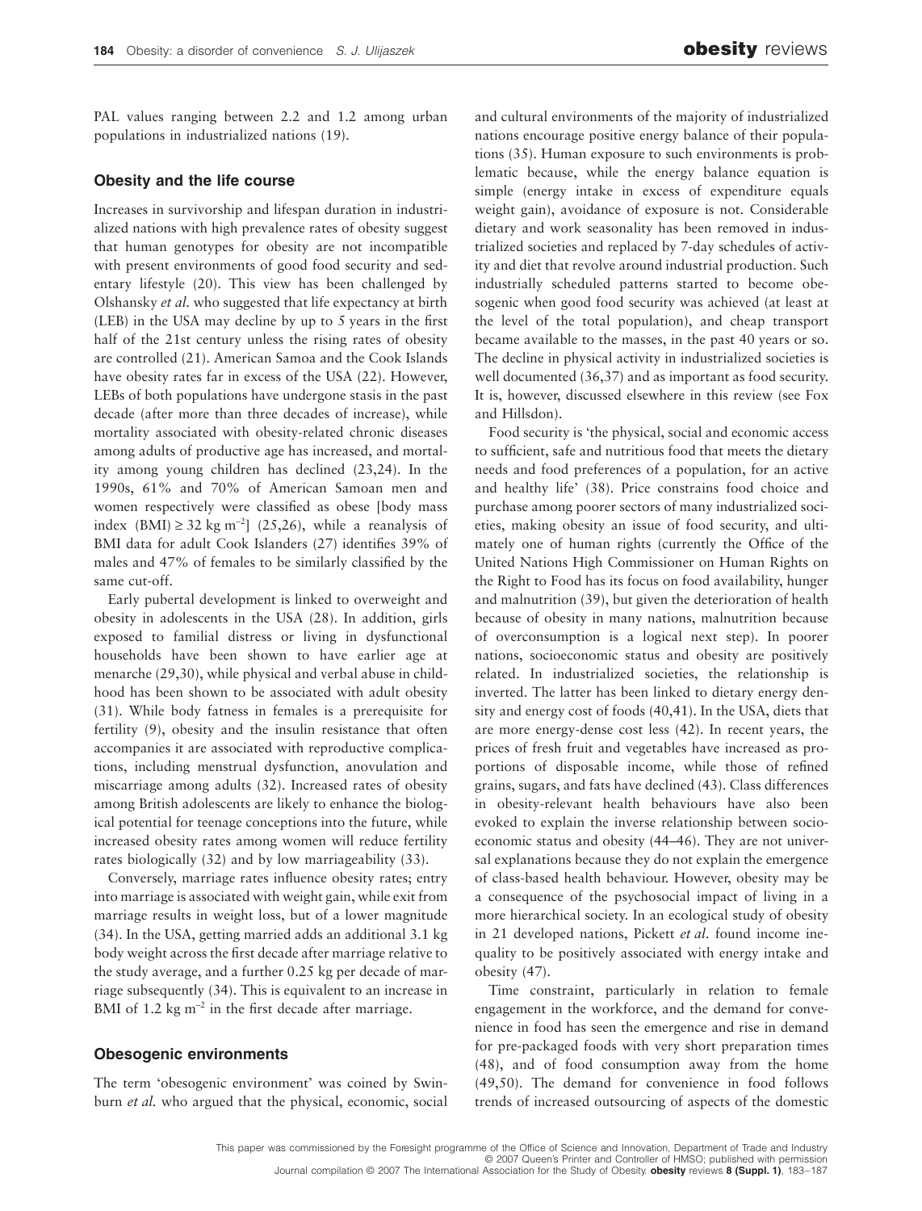PAL values ranging between 2.2 and 1.2 among urban populations in industrialized nations (19).

## Obesity and the life course

Increases in survivorship and lifespan duration in industrialized nations with high prevalence rates of obesity suggest that human genotypes for obesity are not incompatible with present environments of good food security and sedentary lifestyle (20). This view has been challenged by Olshansky *et al.* who suggested that life expectancy at birth (LEB) in the USA may decline by up to 5 years in the first half of the 21st century unless the rising rates of obesity are controlled (21). American Samoa and the Cook Islands have obesity rates far in excess of the USA (22). However, LEBs of both populations have undergone stasis in the past decade (after more than three decades of increase), while mortality associated with obesity-related chronic diseases among adults of productive age has increased, and mortality among young children has declined (23,24). In the 1990s, 61% and 70% of American Samoan men and women respectively were classified as obese [body mass index (BMI) $\geq 32$ kg m$^{-2}$] (25,26), while a reanalysis of BMI data for adult Cook Islanders (27) identifies 39% of males and 47% of females to be similarly classified by the same cut-off.

Early pubertal development is linked to overweight and obesity in adolescents in the USA (28). In addition, girls exposed to familial distress or living in dysfunctional households have been shown to have earlier age at menarche (29,30), while physical and verbal abuse in childhood has been shown to be associated with adult obesity (31). While body fatness in females is a prerequisite for fertility (9), obesity and the insulin resistance that often accompanies it are associated with reproductive complications, including menstrual dysfunction, anovulation and miscarriage among adults (32). Increased rates of obesity among British adolescents are likely to enhance the biological potential for teenage conceptions into the future, while increased obesity rates among women will reduce fertility rates biologically (32) and by low marriageability (33).

Conversely, marriage rates influence obesity rates; entry into marriage is associated with weight gain, while exit from marriage results in weight loss, but of a lower magnitude (34). In the USA, getting married adds an additional 3.1 kg body weight across the first decade after marriage relative to the study average, and a further 0.25 kg per decade of marriage subsequently (34). This is equivalent to an increase in BMI of 1.2 kg m$^{-2}$ in the first decade after marriage.

## Obesogenic environments

The term 'obesogenic environment' was coined by Swinburn *et al.* who argued that the physical, economic, social and cultural environments of the majority of industrialized nations encourage positive energy balance of their populations (35). Human exposure to such environments is problematic because, while the energy balance equation is simple (energy intake in excess of expenditure equals weight gain), avoidance of exposure is not. Considerable dietary and work seasonality has been removed in industrialized societies and replaced by 7-day schedules of activity and diet that revolve around industrial production. Such industrially scheduled patterns started to become obesogenic when good food security was achieved (at least at the level of the total population), and cheap transport became available to the masses, in the past 40 years or so. The decline in physical activity in industrialized societies is well documented (36,37) and as important as food security. It is, however, discussed elsewhere in this review (see Fox and Hillsdon).

Food security is 'the physical, social and economic access to sufficient, safe and nutritious food that meets the dietary needs and food preferences of a population, for an active and healthy life' (38). Price constrains food choice and purchase among poorer sectors of many industrialized societies, making obesity an issue of food security, and ultimately one of human rights (currently the Office of the United Nations High Commissioner on Human Rights on the Right to Food has its focus on food availability, hunger and malnutrition (39), but given the deterioration of health because of obesity in many nations, malnutrition because of overconsumption is a logical next step). In poorer nations, socioeconomic status and obesity are positively related. In industrialized societies, the relationship is inverted. The latter has been linked to dietary energy density and energy cost of foods (40,41). In the USA, diets that are more energy-dense cost less (42). In recent years, the prices of fresh fruit and vegetables have increased as proportions of disposable income, while those of refined grains, sugars, and fats have declined (43). Class differences in obesity-relevant health behaviours have also been evoked to explain the inverse relationship between socioeconomic status and obesity (44–46). They are not universal explanations because they do not explain the emergence of class-based health behaviour. However, obesity may be a consequence of the psychosocial impact of living in a more hierarchical society. In an ecological study of obesity in 21 developed nations, Pickett *et al.* found income inequality to be positively associated with energy intake and obesity (47).

Time constraint, particularly in relation to female engagement in the workforce, and the demand for convenience in food has seen the emergence and rise in demand for pre-packaged foods with very short preparation times (48), and of food consumption away from the home (49,50). The demand for convenience in food follows trends of increased outsourcing of aspects of the domestic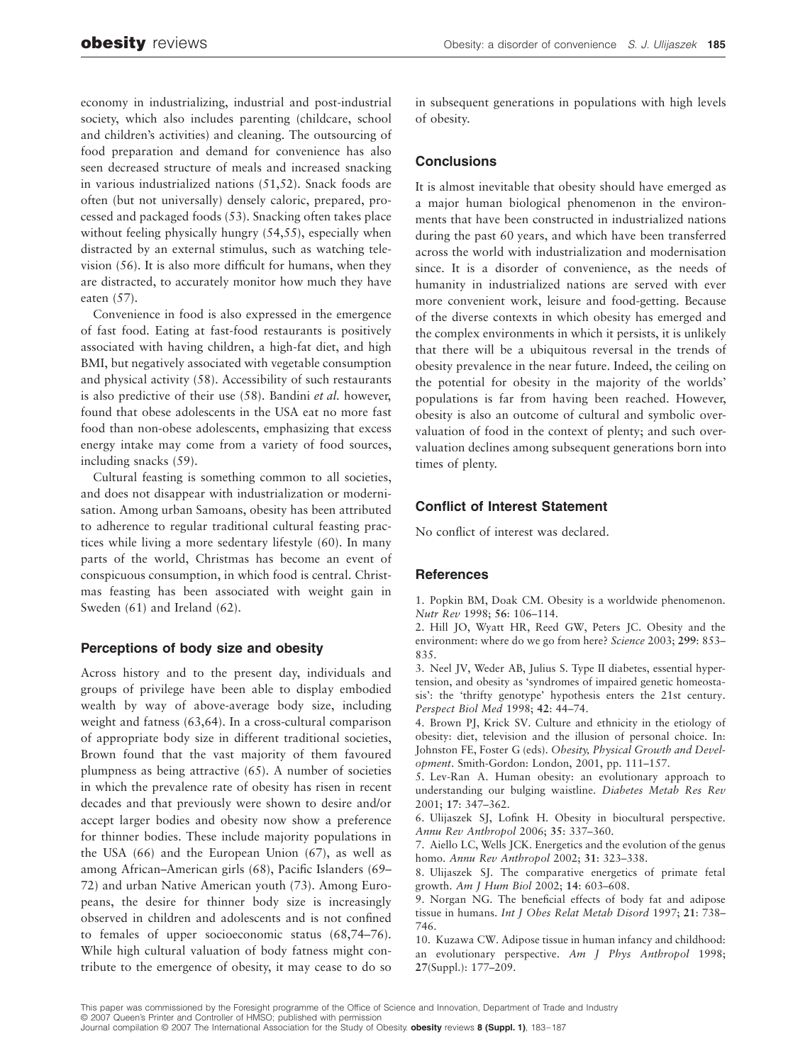economy in industrializing, industrial and post-industrial society, which also includes parenting (childcare, school and children's activities) and cleaning. The outsourcing of food preparation and demand for convenience has also seen decreased structure of meals and increased snacking in various industrialized nations (51,52). Snack foods are often (but not universally) densely caloric, prepared, processed and packaged foods (53). Snacking often takes place without feeling physically hungry (54,55), especially when distracted by an external stimulus, such as watching television (56). It is also more difficult for humans, when they are distracted, to accurately monitor how much they have eaten (57).

Convenience in food is also expressed in the emergence of fast food. Eating at fast-food restaurants is positively associated with having children, a high-fat diet, and high BMI, but negatively associated with vegetable consumption and physical activity (58). Accessibility of such restaurants is also predictive of their use (58). Bandini *et al.* however, found that obese adolescents in the USA eat no more fast food than non-obese adolescents, emphasizing that excess energy intake may come from a variety of food sources, including snacks (59).

Cultural feasting is something common to all societies, and does not disappear with industrialization or modernisation. Among urban Samoans, obesity has been attributed to adherence to regular traditional cultural feasting practices while living a more sedentary lifestyle (60). In many parts of the world, Christmas has become an event of conspicuous consumption, in which food is central. Christmas feasting has been associated with weight gain in Sweden (61) and Ireland (62).

## Perceptions of body size and obesity

Across history and to the present day, individuals and groups of privilege have been able to display embodied wealth by way of above-average body size, including weight and fatness (63,64). In a cross-cultural comparison of appropriate body size in different traditional societies, Brown found that the vast majority of them favoured plumpness as being attractive (65). A number of societies in which the prevalence rate of obesity has risen in recent decades and that previously were shown to desire and/or accept larger bodies and obesity now show a preference for thinner bodies. These include majority populations in the USA (66) and the European Union (67), as well as among African–American girls (68), Pacific Islanders (69–72) and urban Native American youth (73). Among Europeans, the desire for thinner body size is increasingly observed in children and adolescents and is not confined to females of upper socioeconomic status (68,74–76). While high cultural valuation of body fatness might contribute to the emergence of obesity, it may cease to do so in subsequent generations in populations with high levels of obesity.

## Conclusions

It is almost inevitable that obesity should have emerged as a major human biological phenomenon in the environments that have been constructed in industrialized nations during the past 60 years, and which have been transferred across the world with industrialization and modernisation since. It is a disorder of convenience, as the needs of humanity in industrialized nations are served with ever more convenient work, leisure and food-getting. Because of the diverse contexts in which obesity has emerged and the complex environments in which it persists, it is unlikely that there will be a ubiquitous reversal in the trends of obesity prevalence in the near future. Indeed, the ceiling on the potential for obesity in the majority of the worlds' populations is far from having been reached. However, obesity is also an outcome of cultural and symbolic overvaluation of food in the context of plenty; and such overvaluation declines among subsequent generations born into times of plenty.

## Conflict of Interest Statement

No conflict of interest was declared.

## References

1. Popkin BM, Doak CM. Obesity is a worldwide phenomenon. *Nutr Rev* 1998; **56**: 106–114.
2. Hill JO, Wyatt HR, Reed GW, Peters JC. Obesity and the environment: where do we go from here? *Science* 2003; **299**: 853–835.
3. Neel JV, Weder AB, Julius S. Type II diabetes, essential hypertension, and obesity as 'syndromes of impaired genetic homeostasis': the 'thrifty genotype' hypothesis enters the 21st century. *Perspect Biol Med* 1998; **42**: 44–74.
4. Brown PJ, Krick SV. Culture and ethnicity in the etiology of obesity: diet, television and the illusion of personal choice. In: Johnston FE, Foster G (eds). *Obesity, Physical Growth and Development*. Smith-Gordon: London, 2001, pp. 111–157.
5. Lev-Ran A. Human obesity: an evolutionary approach to understanding our bulging waistline. *Diabetes Metab Res Rev* 2001; **17**: 347–362.
6. Ulijaszek SJ, Lofink H. Obesity in biocultural perspective. *Annu Rev Anthropol* 2006; **35**: 337–360.
7. Aiello LC, Wells JCK. Energetics and the evolution of the genus homo. *Annu Rev Anthropol* 2002; **31**: 323–338.
8. Ulijaszek SJ. The comparative energetics of primate fetal growth. *Am J Hum Biol* 2002; **14**: 603–608.
9. Norgan NG. The beneficial effects of body fat and adipose tissue in humans. *Int J Obes Relat Metab Disord* 1997; **21**: 738–746.
10. Kuzawa CW. Adipose tissue in human infancy and childhood: an evolutionary perspective. *Am J Phys Anthropol* 1998; **27**(Suppl.): 177–209.

This paper was commissioned by the Foresight programme of the Office of Science and Innovation, Department of Trade and Industry
© 2007 Queen's Printer and Controller of HMSO; published with permission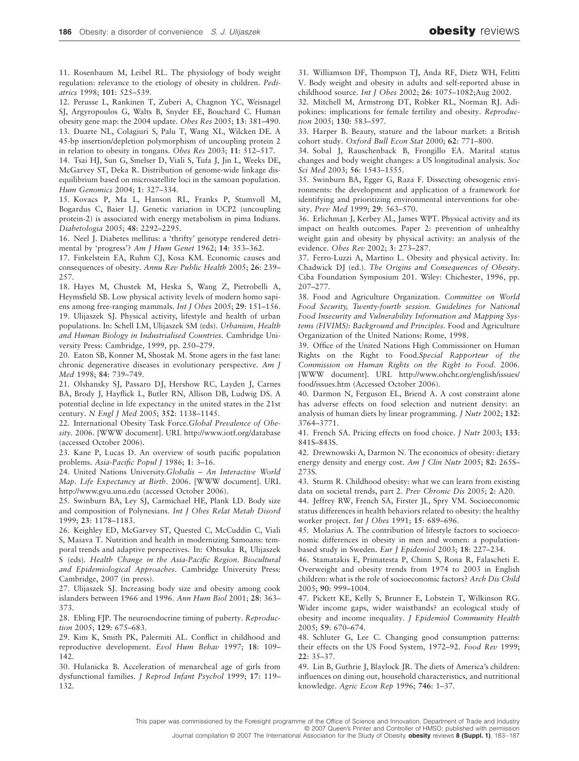11. Rosenbaum M, Leibel RL. The physiology of body weight regulation: relevance to the etiology of obesity in children. *Pediatrics* 1998; **101**: 525–539.

12. Perusse L, Rankinen T, Zuberi A, Chagnon YC, Weisnagel SJ, Argyropoulos G, Walts B, Snyder EE, Bouchard C. Human obesity gene map: the 2004 update. *Obes Res* 2005; **13**: 381–490.

13. Duarte NL, Colagiuri S, Palu T, Wang XL, Wilcken DE. A 45-bp insertion/depletion polymorphism of uncoupling protein 2 in relation to obesity in tongans. *Obes Res* 2003; **11**: 512–517.

14. Tsai HJ, Sun G, Smelser D, Viali S, Tufa J, Jin L, Weeks DE, McGarvey ST, Deka R. Distribution of genome-wide linkage disequilibrium based on microsatellite loci in the samoan population. *Hum Genomics* 2004; **1**: 327–334.

15. Kovacs P, Ma L, Hanson RL, Franks P, Stumvoll M, Bogardus C, Baier LJ. Genetic variation in UCP2 (uncoupling protein-2) is associated with energy metabolism in pima Indians. *Diabetologia* 2005; **48**: 2292–2295.

16. Neel J. Diabetes mellitus: a 'thrifty' genotype rendered detrimental by 'progress'? *Am J Hum Genet* 1962; **14**: 353–362.

17. Finkelstein EA, Ruhm CJ, Kosa KM. Economic causes and consequences of obesity. *Annu Rev Public Health* 2005; **26**: 239–257.

18. Hayes M, Chustek M, Heska S, Wang Z, Pietrobelli A, Heymsfield SB. Low physical activity levels of modern homo sapiens among free-ranging mammals. *Int J Obes* 2005; **29**: 151–156.

19. Ulijaszek SJ. Physical activity, lifestyle and health of urban populations. In: Schell LM, Ulijaszek SM (eds). *Urbanism, Health and Human Biology in Industrialised Countries*. Cambridge University Press: Cambridge, 1999, pp. 250–279.

20. Eaton SB, Konner M, Shostak M. Stone agers in the fast lane: chronic degenerative diseases in evolutionary perspective. *Am J Med* 1998; **84**: 739–749.

21. Olshansky SJ, Passaro DJ, Hershow RC, Layden J, Carnes BA, Brody J, Hayflick L, Butler RN, Allison DB, Ludwig DS. A potential decline in life expectancy in the united states in the 21st century. *N Engl J Med* 2005; **352**: 1138–1145.

22. International Obesity Task Force.*Global Prevalence of Obesity*. 2006. [WWW document]. URL http://www.iotf.org/database (accessed October 2006).

23. Kane P, Lucas D. An overview of south pacific population problems. *Asia-Pacific Popul J* 1986; **1**: 3–16.

24. United Nations University.*Globalis – An Interactive World Map. Life Expectancy at Birth*. 2006. [WWW document]. URL http://www.gvu.unu.edu (accessed October 2006).

25. Swinburn BA, Ley SJ, Carmichael HE, Plank LD. Body size and composition of Polynesians. *Int J Obes Relat Metab Disord* 1999; **23**: 1178–1183.

26. Keighley ED, McGarvey ST, Quested C, McCuddin C, Viali S, Maiava T. Nutrition and health in modernizing Samoans: temporal trends and adaptive perspectives. In: Ohtsuka R, Ulijaszek S (eds). *Health Change in the Asia-Pacific Region. Biocultural and Epidemiological Approaches*. Cambridge University Press: Cambridge, 2007 (in press).

27. Ulijaszek SJ. Increasing body size and obesity among cook islanders between 1966 and 1996. *Ann Hum Biol* 2001; **28**: 363–373.

28. Ebling FJP. The neuroendocrine timing of puberty. *Reproduction* 2005; **129**: 675–683.

29. Kim K, Smith PK, Palermiti AL. Conflict in childhood and reproductive development. *Evol Hum Behav* 1997; **18**: 109–142.

30. Hulanicka B. Acceleration of menarcheal age of girls from dysfunctional families. *J Reprod Infant Psychol* 1999; **17**: 119–132.

31. Williamson DF, Thompson TJ, Anda RF, Dietz WH, Felitti V. Body weight and obesity in adults and self-reported abuse in childhood source. *Int J Obes* 2002; **26**: 1075–1082;Aug 2002.

32. Mitchell M, Armstrong DT, Robker RL, Norman RJ. Adipokines: implications for female fertility and obesity. *Reproduction* 2005; **130**: 583–597.

33. Harper B. Beauty, stature and the labour market: a British cohort study. *Oxford Bull Econ Stat* 2000; **62**: 771–800.

34. Sobal J, Rauschenback B, Frongillo EA. Marital status changes and body weight changes: a US longitudinal analysis. *Soc Sci Med* 2003; **56**: 1543–1555.

35. Swinburn BA, Egger G, Raza F. Dissecting obesogenic environments: the development and application of a framework for identifying and prioritizing environmental interventions for obesity. *Prev Med* 1999; **29**: 563–570.

36. Erlichman J, Kerbey AL, James WPT. Physical activity and its impact on health outcomes. Paper 2: prevention of unhealthy weight gain and obesity by physical activity: an analysis of the evidence. *Obes Rev* 2002; **3**: 273–287.

37. Ferro-Luzzi A, Martino L. Obesity and physical activity. In: Chadwick DJ (ed.). *The Origins and Consequences of Obesity*. Ciba Foundation Symposium 201. Wiley: Chichester, 1996, pp. 207–277.

38. Food and Agriculture Organization. *Committee on World Food Security, Twenty-fourth session. Guidelines for National Food Insecurity and Vulnerability Information and Mapping Systems (FIVIMS): Background and Principles*. Food and Agriculture Organization of the United Nations: Rome, 1998.

39. Office of the United Nations High Commissioner on Human Rights on the Right to Food.*Special Rapporteur of the Commission on Human Rights on the Right to Food*. 2006. [WWW document]. URL http://www.ohchr.org/english/issues/food/issues.htm (Accessed October 2006).

40. Darmon N, Ferguson EL, Briend A. A cost constraint alone has adverse effects on food selection and nutrient density: an analysis of human diets by linear programming. *J Nutr* 2002; **132**: 3764–3771.

41. French SA. Pricing effects on food choice. *J Nutr* 2003; **133**: 841S–843S.

42. Drewnowski A, Darmon N. The economics of obesity: dietary energy density and energy cost. *Am J Clin Nutr* 2005; **82**: 265S–273S.

43. Sturm R. Childhood obesity: what we can learn from existing data on societal trends, part 2. *Prev Chronic Dis* 2005; **2**: A20.

44. Jeffrey RW, French SA, Firster JL, Spry VM. Socioeconomic status differences in health behaviors related to obesity: the healthy worker project. *Int J Obes* 1991; **15**: 689–696.

45. Molarius A. The contribution of lifestyle factors to socioeconomic differences in obesity in men and women: a population-based study in Sweden. *Eur J Epidemiol* 2003; **18**: 227–234.

46. Stamatakis E, Primatesta P, Chinn S, Rona R, Falascheti E. Overweight and obesity trends from 1974 to 2003 in English children: what is the role of socioeconomic factors? *Arch Dis Child* 2005; **90**: 999–1004.

47. Pickett KE, Kelly S, Brunner E, Lobstein T, Wilkinson RG. Wider income gaps, wider waistbands? an ecological study of obesity and income inequality. *J Epidemiol Community Health* 2005; **59**: 670–674.

48. Schluter G, Lee C. Changing good consumption patterns: their effects on the US Food System, 1972–92. *Food Rev* 1999; **22**: 35–37.

49. Lin B, Guthrie J, Blaylock JR. The diets of America's children: influences on dining out, household characteristics, and nutritional knowledge. *Agric Econ Rep* 1996; **746**: 1–37.

This paper was commissioned by the Foresight programme of the Office of Science and Innovation, Department of Trade and Industry
© 2007 Queen's Printer and Controller of HMSO; published with permission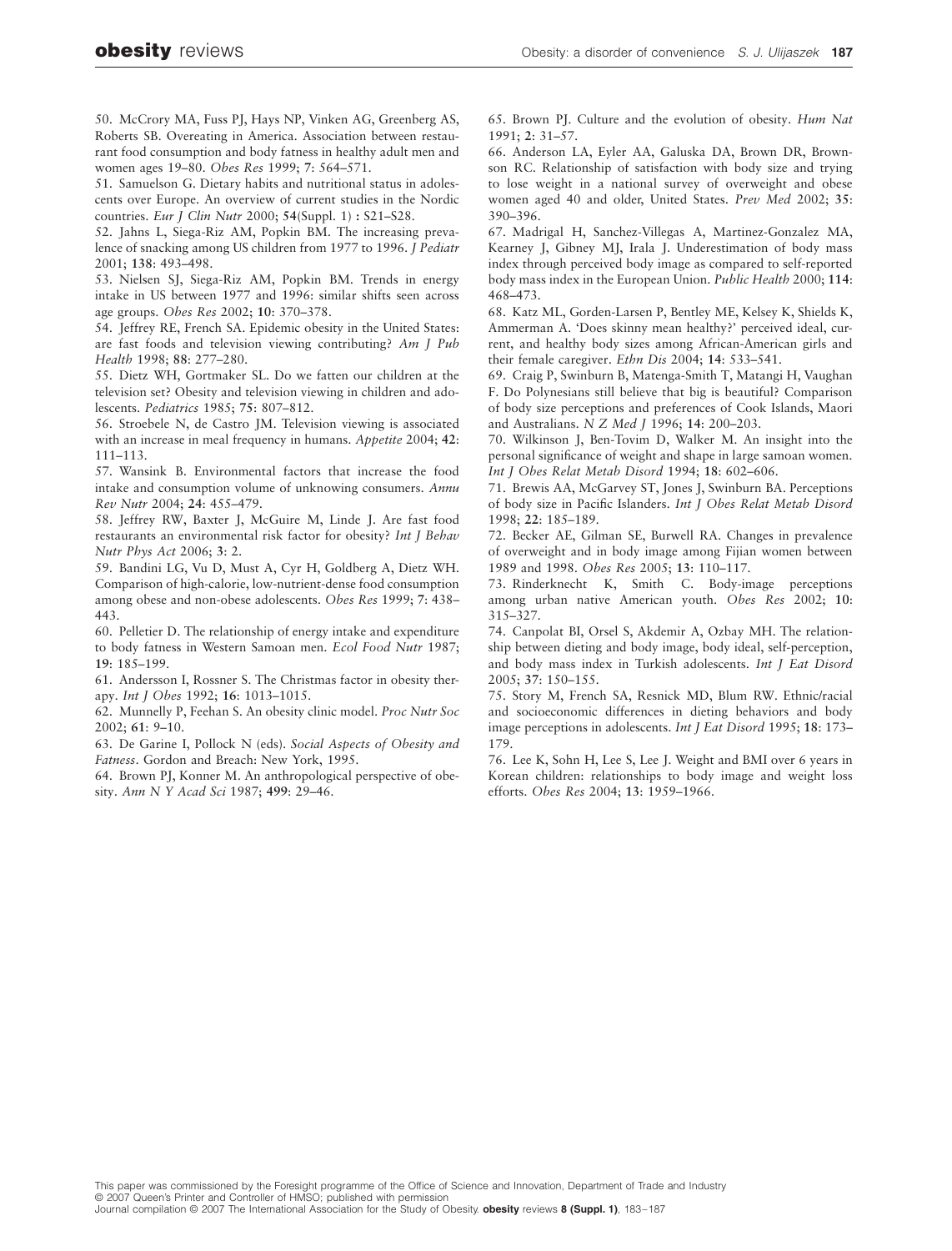50. McCrory MA, Fuss PJ, Hays NP, Vinken AG, Greenberg AS, Roberts SB. Overeating in America. Association between restaurant food consumption and body fatness in healthy adult men and women ages 19–80. *Obes Res* 1999; **7**: 564–571.

51. Samuelson G. Dietary habits and nutritional status in adolescents over Europe. An overview of current studies in the Nordic countries. *Eur J Clin Nutr* 2000; **54**(Suppl. 1) **:** S21–S28.

52. Jahns L, Siega-Riz AM, Popkin BM. The increasing prevalence of snacking among US children from 1977 to 1996. *J Pediatr* 2001; **138**: 493–498.

53. Nielsen SJ, Siega-Riz AM, Popkin BM. Trends in energy intake in US between 1977 and 1996: similar shifts seen across age groups. *Obes Res* 2002; **10**: 370–378.

54. Jeffrey RE, French SA. Epidemic obesity in the United States: are fast foods and television viewing contributing? *Am J Pub Health* 1998; **88**: 277–280.

55. Dietz WH, Gortmaker SL. Do we fatten our children at the television set? Obesity and television viewing in children and adolescents. *Pediatrics* 1985; **75**: 807–812.

56. Stroebele N, de Castro JM. Television viewing is associated with an increase in meal frequency in humans. *Appetite* 2004; **42**: 111–113.

57. Wansink B. Environmental factors that increase the food intake and consumption volume of unknowing consumers. *Annu Rev Nutr* 2004; **24**: 455–479.

58. Jeffrey RW, Baxter J, McGuire M, Linde J. Are fast food restaurants an environmental risk factor for obesity? *Int J Behav Nutr Phys Act* 2006; **3**: 2.

59. Bandini LG, Vu D, Must A, Cyr H, Goldberg A, Dietz WH. Comparison of high-calorie, low-nutrient-dense food consumption among obese and non-obese adolescents. *Obes Res* 1999; **7**: 438–443.

60. Pelletier D. The relationship of energy intake and expenditure to body fatness in Western Samoan men. *Ecol Food Nutr* 1987; **19**: 185–199.

61. Andersson I, Rossner S. The Christmas factor in obesity therapy. *Int J Obes* 1992; **16**: 1013–1015.

62. Munnelly P, Feehan S. An obesity clinic model. *Proc Nutr Soc* 2002; **61**: 9–10.

63. De Garine I, Pollock N (eds). *Social Aspects of Obesity and Fatness*. Gordon and Breach: New York, 1995.

64. Brown PJ, Konner M. An anthropological perspective of obesity. *Ann N Y Acad Sci* 1987; **499**: 29–46.

65. Brown PJ. Culture and the evolution of obesity. *Hum Nat* 1991; **2**: 31–57.

66. Anderson LA, Eyler AA, Galuska DA, Brown DR, Brownson RC. Relationship of satisfaction with body size and trying to lose weight in a national survey of overweight and obese women aged 40 and older, United States. *Prev Med* 2002; **35**: 390–396.

67. Madrigal H, Sanchez-Villegas A, Martinez-Gonzalez MA, Kearney J, Gibney MJ, Irala J. Underestimation of body mass index through perceived body image as compared to self-reported body mass index in the European Union. *Public Health* 2000; **114**: 468–473.

68. Katz ML, Gorden-Larsen P, Bentley ME, Kelsey K, Shields K, Ammerman A. 'Does skinny mean healthy?' perceived ideal, current, and healthy body sizes among African-American girls and their female caregiver. *Ethn Dis* 2004; **14**: 533–541.

69. Craig P, Swinburn B, Matenga-Smith T, Matangi H, Vaughan F. Do Polynesians still believe that big is beautiful? Comparison of body size perceptions and preferences of Cook Islands, Maori and Australians. *N Z Med J* 1996; **14**: 200–203.

70. Wilkinson J, Ben-Tovim D, Walker M. An insight into the personal significance of weight and shape in large samoan women. *Int J Obes Relat Metab Disord* 1994; **18**: 602–606.

71. Brewis AA, McGarvey ST, Jones J, Swinburn BA. Perceptions of body size in Pacific Islanders. *Int J Obes Relat Metab Disord* 1998; **22**: 185–189.

72. Becker AE, Gilman SE, Burwell RA. Changes in prevalence of overweight and in body image among Fijian women between 1989 and 1998. *Obes Res* 2005; **13**: 110–117.

73. Rinderknecht K, Smith C. Body-image perceptions among urban native American youth. *Obes Res* 2002; **10**: 315–327.

74. Canpolat BI, Orsel S, Akdemir A, Ozbay MH. The relationship between dieting and body image, body ideal, self-perception, and body mass index in Turkish adolescents. *Int J Eat Disord* 2005; **37**: 150–155.

75. Story M, French SA, Resnick MD, Blum RW. Ethnic/racial and socioeconomic differences in dieting behaviors and body image perceptions in adolescents. *Int J Eat Disord* 1995; **18**: 173–179.

76. Lee K, Sohn H, Lee S, Lee J. Weight and BMI over 6 years in Korean children: relationships to body image and weight loss efforts. *Obes Res* 2004; **13**: 1959–1966.

This paper was commissioned by the Foresight programme of the Office of Science and Innovation, Department of Trade and Industry
© 2007 Queen's Printer and Controller of HMSO; published with permission